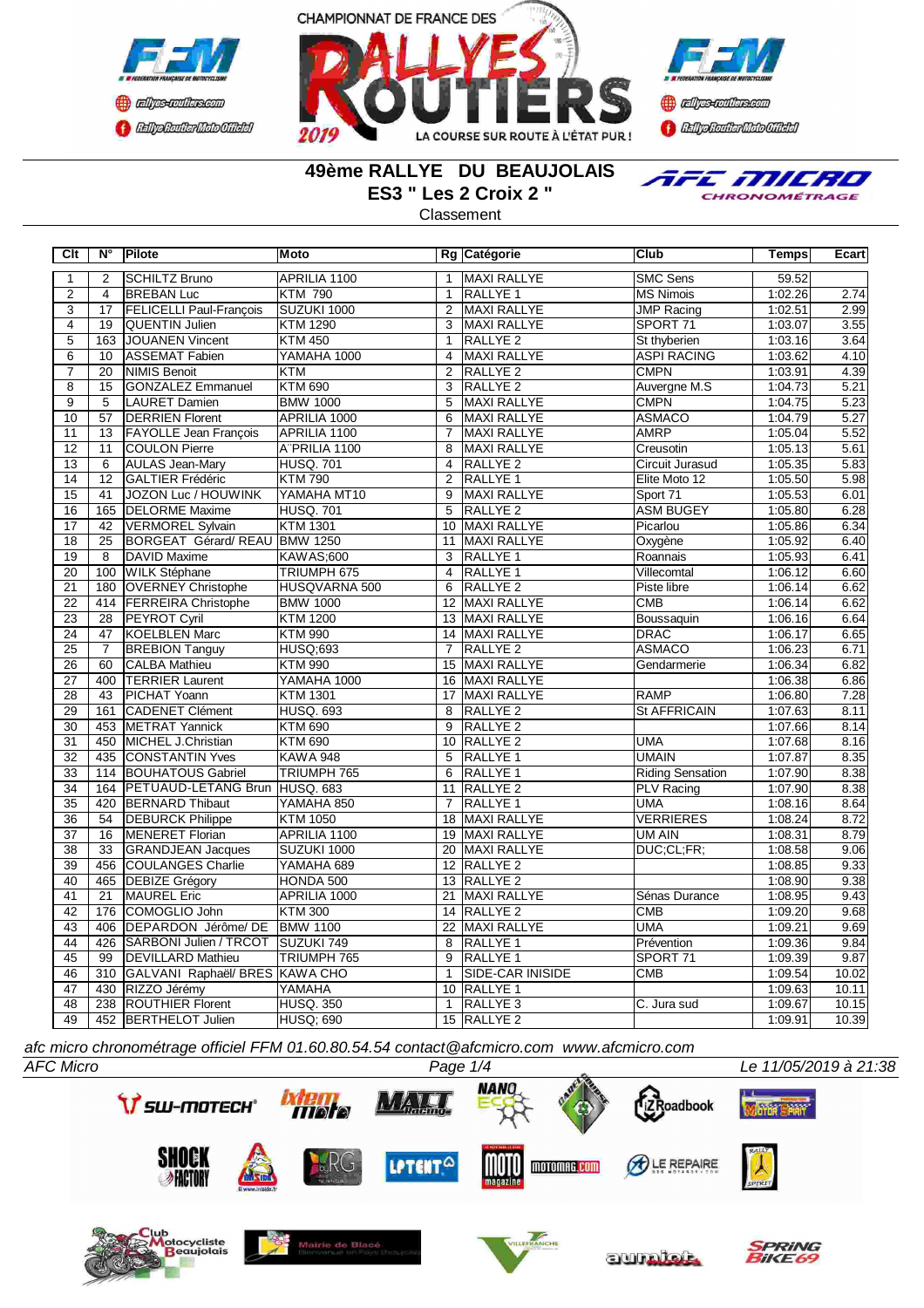CHAMPIONNAT DE FRANCE DES RALLYES ROUTIERS 2019

# 49ème RALLYE DU BEAUJOLAIS

## ES3 " Les 2 Croix 2 "

Classement

| Clt | N° | Pilote | Moto | Rg | Catégorie | Club | Temps | Ecart |
|---|---|---|---|---|---|---|---|---|
| 1 | 2 | SCHILTZ Bruno | APRILIA 1100 | 1 | MAXI RALLYE | SMC Sens | 59.52 | |
| 2 | 4 | BREBAN Luc | KTM 790 | 1 | RALLYE 1 | MS Nimois | 1:02.26 | 2.74 |
| 3 | 17 | FELICELLI Paul-François | SUZUKI 1000 | 2 | MAXI RALLYE | JMP Racing | 1:02.51 | 2.99 |
| 4 | 19 | QUENTIN Julien | KTM 1290 | 3 | MAXI RALLYE | SPORT 71 | 1:03.07 | 3.55 |
| 5 | 163 | JOUANEN Vincent | KTM 450 | 1 | RALLYE 2 | St thyberien | 1:03.16 | 3.64 |
| 6 | 10 | ASSEMAT Fabien | YAMAHA 1000 | 4 | MAXI RALLYE | ASPI RACING | 1:03.62 | 4.10 |
| 7 | 20 | NIMIS Benoit | KTM | 2 | RALLYE 2 | CMPN | 1:03.91 | 4.39 |
| 8 | 15 | GONZALEZ Emmanuel | KTM 690 | 3 | RALLYE 2 | Auvergne M.S | 1:04.73 | 5.21 |
| 9 | 5 | LAURET Damien | BMW 1000 | 5 | MAXI RALLYE | CMPN | 1:04.75 | 5.23 |
| 10 | 57 | DERRIEN Florent | APRILIA 1000 | 6 | MAXI RALLYE | ASMACO | 1:04.79 | 5.27 |
| 11 | 13 | FAYOLLE Jean François | APRILIA 1100 | 7 | MAXI RALLYE | AMRP | 1:05.04 | 5.52 |
| 12 | 11 | COULON Pierre | A`PRILIA 1100 | 8 | MAXI RALLYE | Creusotin | 1:05.13 | 5.61 |
| 13 | 6 | AULAS Jean-Mary | HUSQ. 701 | 4 | RALLYE 2 | Circuit Jurasud | 1:05.35 | 5.83 |
| 14 | 12 | GALTIER Frédéric | KTM 790 | 2 | RALLYE 1 | Elite Moto 12 | 1:05.50 | 5.98 |
| 15 | 41 | JOZON Luc / HOUWINK | YAMAHA MT10 | 9 | MAXI RALLYE | Sport 71 | 1:05.53 | 6.01 |
| 16 | 165 | DELORME Maxime | HUSQ. 701 | 5 | RALLYE 2 | ASM BUGEY | 1:05.80 | 6.28 |
| 17 | 42 | VERMOREL Sylvain | KTM 1301 | 10 | MAXI RALLYE | Picarlou | 1:05.86 | 6.34 |
| 18 | 25 | BORGEAT Gérard/ REAU | BMW 1250 | 11 | MAXI RALLYE | Oxygène | 1:05.92 | 6.40 |
| 19 | 8 | DAVID Maxime | KAWAS;600 | 3 | RALLYE 1 | Roannais | 1:05.93 | 6.41 |
| 20 | 100 | WILK Stéphane | TRIUMPH 675 | 4 | RALLYE 1 | Villecomtal | 1:06.12 | 6.60 |
| 21 | 180 | OVERNEY Christophe | HUSQVARNA 500 | 6 | RALLYE 2 | Piste libre | 1:06.14 | 6.62 |
| 22 | 414 | FERREIRA Christophe | BMW 1000 | 12 | MAXI RALLYE | CMB | 1:06.14 | 6.62 |
| 23 | 28 | PEYROT Cyril | KTM 1200 | 13 | MAXI RALLYE | Boussaquin | 1:06.16 | 6.64 |
| 24 | 47 | KOELBLEN Marc | KTM 990 | 14 | MAXI RALLYE | DRAC | 1:06.17 | 6.65 |
| 25 | 7 | BREBION Tanguy | HUSQ;693 | 7 | RALLYE 2 | ASMACO | 1:06.23 | 6.71 |
| 26 | 60 | CALBA Mathieu | KTM 990 | 15 | MAXI RALLYE | Gendarmerie | 1:06.34 | 6.82 |
| 27 | 400 | TERRIER Laurent | YAMAHA 1000 | 16 | MAXI RALLYE | | 1:06.38 | 6.86 |
| 28 | 43 | PICHAT Yoann | KTM 1301 | 17 | MAXI RALLYE | RAMP | 1:06.80 | 7.28 |
| 29 | 161 | CADENET Clément | HUSQ. 693 | 8 | RALLYE 2 | St AFFRICAIN | 1:07.63 | 8.11 |
| 30 | 453 | METRAT Yannick | KTM 690 | 9 | RALLYE 2 | | 1:07.66 | 8.14 |
| 31 | 450 | MICHEL J.Christian | KTM 690 | 10 | RALLYE 2 | UMA | 1:07.68 | 8.16 |
| 32 | 435 | CONSTANTIN Yves | KAWA 948 | 5 | RALLYE 1 | UMAIN | 1:07.87 | 8.35 |
| 33 | 114 | BOUHATOUS Gabriel | TRIUMPH 765 | 6 | RALLYE 1 | Riding Sensation | 1:07.90 | 8.38 |
| 34 | 164 | PETUAUD-LETANG Brun | HUSQ. 683 | 11 | RALLYE 2 | PLV Racing | 1:07.90 | 8.38 |
| 35 | 420 | BERNARD Thibaut | YAMAHA 850 | 7 | RALLYE 1 | UMA | 1:08.16 | 8.64 |
| 36 | 54 | DEBURCK Philippe | KTM 1050 | 18 | MAXI RALLYE | VERRIERES | 1:08.24 | 8.72 |
| 37 | 16 | MENERET Florian | APRILIA 1100 | 19 | MAXI RALLYE | UM AIN | 1:08.31 | 8.79 |
| 38 | 33 | GRANDJEAN Jacques | SUZUKI 1000 | 20 | MAXI RALLYE | DUC;CL;FR; | 1:08.58 | 9.06 |
| 39 | 456 | COULANGES Charlie | YAMAHA 689 | 12 | RALLYE 2 | | 1:08.85 | 9.33 |
| 40 | 465 | DEBIZE Grégory | HONDA 500 | 13 | RALLYE 2 | | 1:08.90 | 9.38 |
| 41 | 21 | MAUREL Eric | APRILIA 1000 | 21 | MAXI RALLYE | Sénas Durance | 1:08.95 | 9.43 |
| 42 | 176 | COMOGLIO John | KTM 300 | 14 | RALLYE 2 | CMB | 1:09.20 | 9.68 |
| 43 | 406 | DEPARDON Jérôme/ DE | BMW 1100 | 22 | MAXI RALLYE | UMA | 1:09.21 | 9.69 |
| 44 | 426 | SARBONI Julien / TRCOT | SUZUKI 749 | 8 | RALLYE 1 | Prévention | 1:09.36 | 9.84 |
| 45 | 99 | DEVILLARD Mathieu | TRIUMPH 765 | 9 | RALLYE 1 | SPORT 71 | 1:09.39 | 9.87 |
| 46 | 310 | GALVANI Raphaël/ BRES | KAWA CHO | 1 | SIDE-CAR INISIDE | CMB | 1:09.54 | 10.02 |
| 47 | 430 | RIZZO Jérémy | YAMAHA | 10 | RALLYE 1 | | 1:09.63 | 10.11 |
| 48 | 238 | ROUTHIER Florent | HUSQ. 350 | 1 | RALLYE 3 | C. Jura sud | 1:09.67 | 10.15 |
| 49 | 452 | BERTHELOT Julien | HUSQ; 690 | 15 | RALLYE 2 | | 1:09.91 | 10.39 |

*afc micro chronométrage officiel FFM 01.60.80.54.54 contact@afcmicro.com www.afcmicro.com*

*AFC Micro* — *Le 11/05/2019 à 21:38*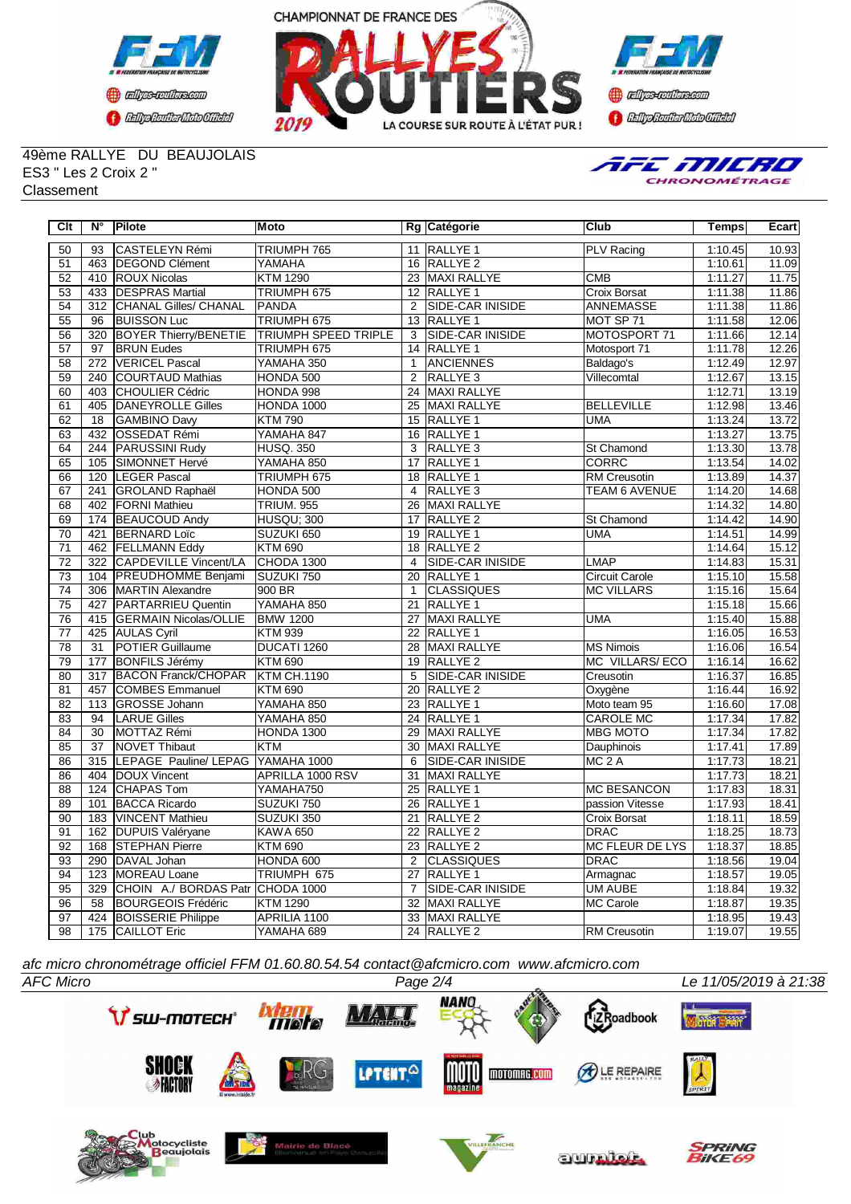49ème RALLYE DU BEAUJOLAIS
ES3 " Les 2 Croix 2 "
Classement

| Clt | N° | Pilote | Moto | Rg | Catégorie | Club | Temps | Ecart |
|---|---|---|---|---|---|---|---|---|
| 50 | 93 | CASTELEYN Rémi | TRIUMPH 765 | 11 | RALLYE 1 | PLV Racing | 1:10.45 | 10.93 |
| 51 | 463 | DEGOND Clément | YAMAHA | 16 | RALLYE 2 | | 1:10.61 | 11.09 |
| 52 | 410 | ROUX Nicolas | KTM 1290 | 23 | MAXI RALLYE | CMB | 1:11.27 | 11.75 |
| 53 | 433 | DESPRAS Martial | TRIUMPH 675 | 12 | RALLYE 1 | Croix Borsat | 1:11.38 | 11.86 |
| 54 | 312 | CHANAL Gilles/ CHANAL | PANDA | 2 | SIDE-CAR INISIDE | ANNEMASSE | 1:11.38 | 11.86 |
| 55 | 96 | BUISSON Luc | TRIUMPH 675 | 13 | RALLYE 1 | MOT SP 71 | 1:11.58 | 12.06 |
| 56 | 320 | BOYER Thierry/BENETIE | TRIUMPH SPEED TRIPLE | 3 | SIDE-CAR INISIDE | MOTOSPORT 71 | 1:11.66 | 12.14 |
| 57 | 97 | BRUN Eudes | TRIUMPH 675 | 14 | RALLYE 1 | Motosport 71 | 1:11.78 | 12.26 |
| 58 | 272 | VERICEL Pascal | YAMAHA 350 | 1 | ANCIENNES | Baldago's | 1:12.49 | 12.97 |
| 59 | 240 | COURTAUD Mathias | HONDA 500 | 2 | RALLYE 3 | Villecomtal | 1:12.67 | 13.15 |
| 60 | 403 | CHOULIER Cédric | HONDA 998 | 24 | MAXI RALLYE | | 1:12.71 | 13.19 |
| 61 | 405 | DANEYROLLE Gilles | HONDA 1000 | 25 | MAXI RALLYE | BELLEVILLE | 1:12.98 | 13.46 |
| 62 | 18 | GAMBINO Davy | KTM 790 | 15 | RALLYE 1 | UMA | 1:13.24 | 13.72 |
| 63 | 432 | OSSEDAT Rémi | YAMAHA 847 | 16 | RALLYE 1 | | 1:13.27 | 13.75 |
| 64 | 244 | PARUSSINI Rudy | HUSQ. 350 | 3 | RALLYE 3 | St Chamond | 1:13.30 | 13.78 |
| 65 | 105 | SIMONNET Hervé | YAMAHA 850 | 17 | RALLYE 1 | CORRC | 1:13.54 | 14.02 |
| 66 | 120 | LEGER Pascal | TRIUMPH 675 | 18 | RALLYE 1 | RM Creusotin | 1:13.89 | 14.37 |
| 67 | 241 | GROLAND Raphaël | HONDA 500 | 4 | RALLYE 3 | TEAM 6 AVENUE | 1:14.20 | 14.68 |
| 68 | 402 | FORNI Mathieu | TRIUM. 955 | 26 | MAXI RALLYE | | 1:14.32 | 14.80 |
| 69 | 174 | BEAUCOUD Andy | HUSQU; 300 | 17 | RALLYE 2 | St Chamond | 1:14.42 | 14.90 |
| 70 | 421 | BERNARD Loïc | SUZUKI 650 | 19 | RALLYE 1 | UMA | 1:14.51 | 14.99 |
| 71 | 462 | FELLMANN Eddy | KTM 690 | 18 | RALLYE 2 | | 1:14.64 | 15.12 |
| 72 | 322 | CAPDEVILLE Vincent/LA | CHODA 1300 | 4 | SIDE-CAR INISIDE | LMAP | 1:14.83 | 15.31 |
| 73 | 104 | PREUDHOMME Benjami | SUZUKI 750 | 20 | RALLYE 1 | Circuit Carole | 1:15.10 | 15.58 |
| 74 | 306 | MARTIN Alexandre | 900 BR | 1 | CLASSIQUES | MC VILLARS | 1:15.16 | 15.64 |
| 75 | 427 | PARTARRIEU Quentin | YAMAHA 850 | 21 | RALLYE 1 | | 1:15.18 | 15.66 |
| 76 | 415 | GERMAIN Nicolas/OLLIE | BMW 1200 | 27 | MAXI RALLYE | UMA | 1:15.40 | 15.88 |
| 77 | 425 | AULAS Cyril | KTM 939 | 22 | RALLYE 1 | | 1:16.05 | 16.53 |
| 78 | 31 | POTIER Guillaume | DUCATI 1260 | 28 | MAXI RALLYE | MS Nimois | 1:16.06 | 16.54 |
| 79 | 177 | BONFILS Jérémy | KTM 690 | 19 | RALLYE 2 | MC VILLARS/ ECO | 1:16.14 | 16.62 |
| 80 | 317 | BACON Franck/CHOPAR | KTM CH.1190 | 5 | SIDE-CAR INISIDE | Creusotin | 1:16.37 | 16.85 |
| 81 | 457 | COMBES Emmanuel | KTM 690 | 20 | RALLYE 2 | Oxygène | 1:16.44 | 16.92 |
| 82 | 113 | GROSSE Johann | YAMAHA 850 | 23 | RALLYE 1 | Moto team 95 | 1:16.60 | 17.08 |
| 83 | 94 | LARUE Gilles | YAMAHA 850 | 24 | RALLYE 1 | CAROLE MC | 1:17.34 | 17.82 |
| 84 | 30 | MOTTAZ Rémi | HONDA 1300 | 29 | MAXI RALLYE | MBG MOTO | 1:17.34 | 17.82 |
| 85 | 37 | NOVET Thibaut | KTM | 30 | MAXI RALLYE | Dauphinois | 1:17.41 | 17.89 |
| 86 | 315 | LEPAGE Pauline/ LEPAG | YAMAHA 1000 | 6 | SIDE-CAR INISIDE | MC 2 A | 1:17.73 | 18.21 |
| 86 | 404 | DOUX Vincent | APRILLA 1000 RSV | 31 | MAXI RALLYE | | 1:17.73 | 18.21 |
| 88 | 124 | CHAPAS Tom | YAMAHA750 | 25 | RALLYE 1 | MC BESANCON | 1:17.83 | 18.31 |
| 89 | 101 | BACCA Ricardo | SUZUKI 750 | 26 | RALLYE 1 | passion Vitesse | 1:17.93 | 18.41 |
| 90 | 183 | VINCENT Mathieu | SUZUKI 350 | 21 | RALLYE 2 | Croix Borsat | 1:18.11 | 18.59 |
| 91 | 162 | DUPUIS Valéryane | KAWA 650 | 22 | RALLYE 2 | DRAC | 1:18.25 | 18.73 |
| 92 | 168 | STEPHAN Pierre | KTM 690 | 23 | RALLYE 2 | MC FLEUR DE LYS | 1:18.37 | 18.85 |
| 93 | 290 | DAVAL Johan | HONDA 600 | 2 | CLASSIQUES | DRAC | 1:18.56 | 19.04 |
| 94 | 123 | MOREAU Loane | TRIUMPH 675 | 27 | RALLYE 1 | Armagnac | 1:18.57 | 19.05 |
| 95 | 329 | CHOIN A./ BORDAS Patr | CHODA 1000 | 7 | SIDE-CAR INISIDE | UM AUBE | 1:18.84 | 19.32 |
| 96 | 58 | BOURGEOIS Frédéric | KTM 1290 | 32 | MAXI RALLYE | MC Carole | 1:18.87 | 19.35 |
| 97 | 424 | BOISSERIE Philippe | APRILIA 1100 | 33 | MAXI RALLYE | | 1:18.95 | 19.43 |
| 98 | 175 | CAILLOT Eric | YAMAHA 689 | 24 | RALLYE 2 | RM Creusotin | 1:19.07 | 19.55 |

*afc micro chronométrage officiel FFM 01.60.80.54.54 contact@afcmicro.com www.afcmicro.com*

*AFC Micro* — *Le 11/05/2019 à 21:38*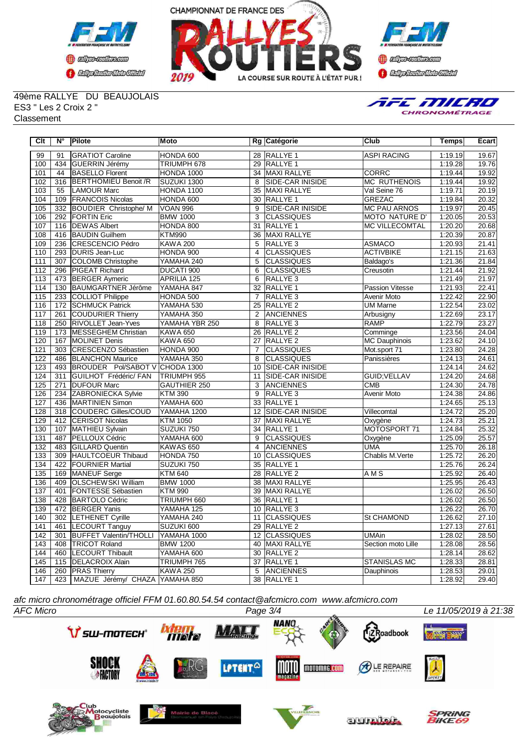49ème RALLYE DU BEAUJOLAIS
ES3 " Les 2 Croix 2 "
Classement

| Clt | N° | Pilote | Moto | Rg | Catégorie | Club | Temps | Ecart |
|---|---|---|---|---|---|---|---|---|
| 99 | 91 | GRATIOT Caroline | HONDA 600 | 28 | RALLYE 1 | ASPI RACING | 1:19.19 | 19.67 |
| 100 | 434 | GUERRIN Jérémy | TRIUMPH 678 | 29 | RALLYE 1 | | 1:19.28 | 19.76 |
| 101 | 44 | BASELLO Florent | HONDA 1000 | 34 | MAXI RALLYE | CORRC | 1:19.44 | 19.92 |
| 102 | 316 | BERTHOMIEU Benoit /R | SUZUKI 1300 | 8 | SIDE-CAR INISIDE | MC RUTHENOIS | 1:19.44 | 19.92 |
| 103 | 55 | LAMOUR Marc | HONDA 1100 | 35 | MAXI RALLYE | Val Seine 76 | 1:19.71 | 20.19 |
| 104 | 109 | FRANCOIS Nicolas | HONDA 600 | 30 | RALLYE 1 | GREZAC | 1:19.84 | 20.32 |
| 105 | 332 | BOUDIER Christophe/ M | VOAN 996 | 9 | SIDE-CAR INISIDE | MC PAU ARNOS | 1:19.97 | 20.45 |
| 106 | 292 | FORTIN Eric | BMW 1000 | 3 | CLASSIQUES | MOTO NATURE D' | 1:20.05 | 20.53 |
| 107 | 116 | DEWAS Albert | HONDA 800 | 31 | RALLYE 1 | MC VILLECOMTAL | 1:20.20 | 20.68 |
| 108 | 416 | BAUDIN Guilhem | KTM990 | 36 | MAXI RALLYE | | 1:20.39 | 20.87 |
| 109 | 236 | CRESCENCIO Pédro | KAWA 200 | 5 | RALLYE 3 | ASMACO | 1:20.93 | 21.41 |
| 110 | 293 | DURIS Jean-Luc | HONDA 900 | 4 | CLASSIQUES | ACTIVBIKE | 1:21.15 | 21.63 |
| 111 | 307 | COLOMB Christophe | YAMAHA 240 | 5 | CLASSIQUES | Baldago's | 1:21.36 | 21.84 |
| 112 | 296 | PIGEAT Richard | DUCATI 900 | 6 | CLASSIQUES | Creusotin | 1:21.44 | 21.92 |
| 113 | 473 | BERGER Aymeric | APRILIA 125 | 6 | RALLYE 3 | | 1:21.49 | 21.97 |
| 114 | 130 | BAUMGARTNER Jérôme | YAMAHA 847 | 32 | RALLYE 1 | Passion Vitesse | 1:21.93 | 22.41 |
| 115 | 233 | COLLIOT Philippe | HONDA 500 | 7 | RALLYE 3 | Avenir Moto | 1:22.42 | 22.90 |
| 116 | 172 | SCHMUCK Patrick | YAMAHA 530 | 25 | RALLYE 2 | UM Marne | 1:22.54 | 23.02 |
| 117 | 261 | COUDURIER Thierry | YAMAHA 350 | 2 | ANCIENNES | Arbusigny | 1:22.69 | 23.17 |
| 118 | 250 | RIVOLLET Jean-Yves | YAMAHA YBR 250 | 8 | RALLYE 3 | RAMP | 1:22.79 | 23.27 |
| 119 | 173 | MESSEGHEM Christian | KAWA 650 | 26 | RALLYE 2 | Comminge | 1:23.56 | 24.04 |
| 120 | 167 | MOLINET Denis | KAWA 650 | 27 | RALLYE 2 | MC Dauphinois | 1:23.62 | 24.10 |
| 121 | 303 | CRESCENZO Sébastien | HONDA 900 | 7 | CLASSIQUES | Mot.sport 71 | 1:23.80 | 24.28 |
| 122 | 486 | BLANCHON Maurice | YAMAHA 350 | 8 | CLASSIQUES | Panissières | 1:24.13 | 24.61 |
| 123 | 493 | BROUDER Pol/SABOT V | CHODA 1300 | 10 | SIDE-CAR INISIDE | | 1:24.14 | 24.62 |
| 124 | 311 | GUILHOT Frédéric/ FAN | TRIUMPH 955 | 11 | SIDE-CAR INISIDE | GUID;VELLAV | 1:24.20 | 24.68 |
| 125 | 271 | DUFOUR Marc | GAUTHIER 250 | 3 | ANCIENNES | CMB | 1:24.30 | 24.78 |
| 126 | 234 | ZABRONIECKA Sylvie | KTM 390 | 9 | RALLYE 3 | Avenir Moto | 1:24.38 | 24.86 |
| 127 | 436 | MARTINIEN Simon | YAMAHA 600 | 33 | RALLYE 1 | | 1:24.65 | 25.13 |
| 128 | 318 | COUDERC Gilles/COUD | YAMAHA 1200 | 12 | SIDE-CAR INISIDE | Villecomtal | 1:24.72 | 25.20 |
| 129 | 412 | CERISOT Nicolas | KTM 1050 | 37 | MAXI RALLYE | Oxygène | 1:24.73 | 25.21 |
| 130 | 107 | MATHIEU Sylvain | SUZUKI 750 | 34 | RALLYE 1 | MOTOSPORT 71 | 1:24.84 | 25.32 |
| 131 | 487 | PELLOUX Cédric | YAMAHA 600 | 9 | CLASSIQUES | Oxygène | 1:25.09 | 25.57 |
| 132 | 483 | GILLARD Quentin | KAWAS 650 | 4 | ANCIENNES | UMA | 1:25.70 | 26.18 |
| 133 | 309 | HAULTCOEUR Thibaud | HONDA 750 | 10 | CLASSIQUES | Chablis M.Verte | 1:25.72 | 26.20 |
| 134 | 422 | FOURNIER Martial | SUZUKI 750 | 35 | RALLYE 1 | | 1:25.76 | 26.24 |
| 135 | 169 | MANEUF Serge | KTM 640 | 28 | RALLYE 2 | A M S | 1:25.92 | 26.40 |
| 136 | 409 | OLSCHEWSKI William | BMW 1000 | 38 | MAXI RALLYE | | 1:25.95 | 26.43 |
| 137 | 401 | FONTESSE Sébastien | KTM 990 | 39 | MAXI RALLYE | | 1:26.02 | 26.50 |
| 138 | 428 | BARTOLO Cédric | TRIUMPH 660 | 36 | RALLYE 1 | | 1:26.02 | 26.50 |
| 139 | 472 | BERGER Yanis | YAMAHA 125 | 10 | RALLYE 3 | | 1:26.22 | 26.70 |
| 140 | 302 | LETHENET Cyrille | YAMAHA 240 | 11 | CLASSIQUES | St CHAMOND | 1:26.62 | 27.10 |
| 141 | 461 | LECOURT Tanguy | SUZUKI 600 | 29 | RALLYE 2 | | 1:27.13 | 27.61 |
| 142 | 301 | BUFFET Valentin/THOLLI | YAMAHA 1000 | 12 | CLASSIQUES | UMAin | 1:28.02 | 28.50 |
| 143 | 408 | TRICOT Roland | BMW 1200 | 40 | MAXI RALLYE | Section moto Lille | 1:28.08 | 28.56 |
| 144 | 460 | LECOURT Thibault | YAMAHA 600 | 30 | RALLYE 2 | | 1:28.14 | 28.62 |
| 145 | 115 | DELACROIX Alain | TRIUMPH 765 | 37 | RALLYE 1 | STANISLAS MC | 1:28.33 | 28.81 |
| 146 | 260 | PRAS Thierry | KAWA 250 | 5 | ANCIENNES | Dauphinois | 1:28.53 | 29.01 |
| 147 | 423 | MAZUE Jérémy/ CHAZA | YAMAHA 850 | 38 | RALLYE 1 | | 1:28.92 | 29.40 |

*afc micro chronométrage officiel FFM 01.60.80.54.54 contact@afcmicro.com www.afcmicro.com*

*AFC Micro* *Le 11/05/2019 à 21:38*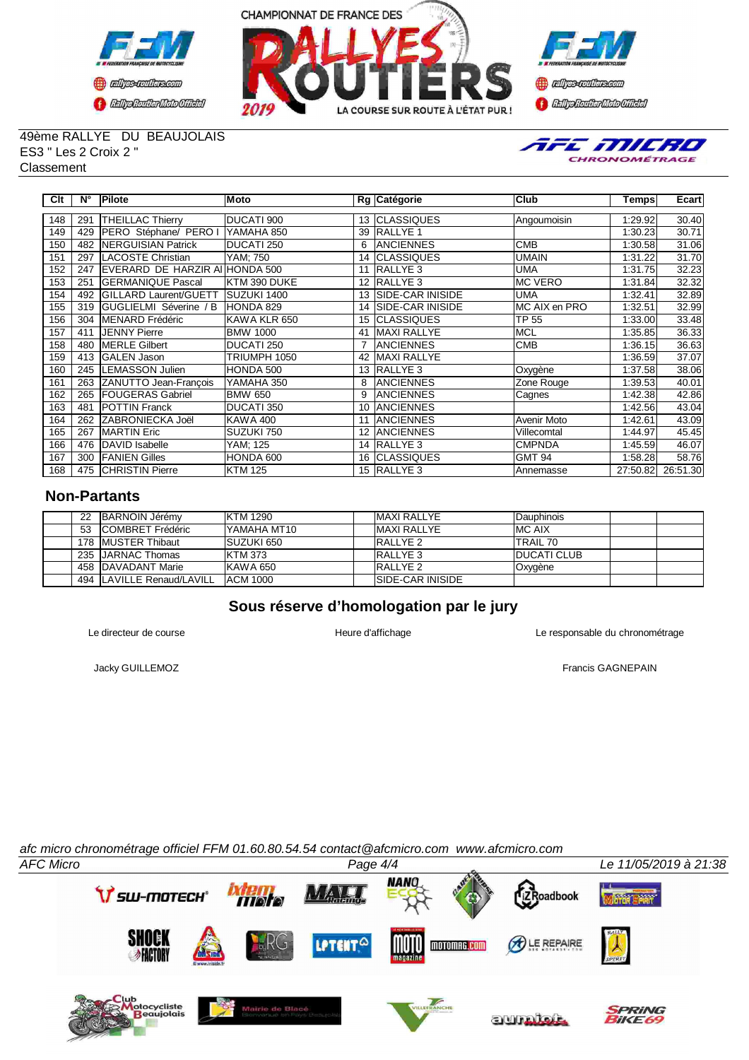49ème RALLYE DU BEAUJOLAIS
ES3 " Les 2 Croix 2 "
Classement

| Clt | N° | Pilote | Moto | Rg | Catégorie | Club | Temps | Ecart |
|---|---|---|---|---|---|---|---|---|
| 148 | 291 | THEILLAC Thierry | DUCATI 900 | 13 | CLASSIQUES | Angoumoisin | 1:29.92 | 30.40 |
| 149 | 429 | PERO Stéphane/ PERO I | YAMAHA 850 | 39 | RALLYE 1 | | 1:30.23 | 30.71 |
| 150 | 482 | NERGUISIAN Patrick | DUCATI 250 | 6 | ANCIENNES | CMB | 1:30.58 | 31.06 |
| 151 | 297 | LACOSTE Christian | YAM; 750 | 14 | CLASSIQUES | UMAIN | 1:31.22 | 31.70 |
| 152 | 247 | EVERARD DE HARZIR Al | HONDA 500 | 11 | RALLYE 3 | UMA | 1:31.75 | 32.23 |
| 153 | 251 | GERMANIQUE Pascal | KTM 390 DUKE | 12 | RALLYE 3 | MC VERO | 1:31.84 | 32.32 |
| 154 | 492 | GILLARD Laurent/GUETT | SUZUKI 1400 | 13 | SIDE-CAR INISIDE | UMA | 1:32.41 | 32.89 |
| 155 | 319 | GUGLIELMI Séverine / B | HONDA 829 | 14 | SIDE-CAR INISIDE | MC AIX en PRO | 1:32.51 | 32.99 |
| 156 | 304 | MENARD Frédéric | KAWA KLR 650 | 15 | CLASSIQUES | TP 55 | 1:33.00 | 33.48 |
| 157 | 411 | JENNY Pierre | BMW 1000 | 41 | MAXI RALLYE | MCL | 1:35.85 | 36.33 |
| 158 | 480 | MERLE Gilbert | DUCATI 250 | 7 | ANCIENNES | CMB | 1:36.15 | 36.63 |
| 159 | 413 | GALEN Jason | TRIUMPH 1050 | 42 | MAXI RALLYE | | 1:36.59 | 37.07 |
| 160 | 245 | LEMASSON Julien | HONDA 500 | 13 | RALLYE 3 | Oxygène | 1:37.58 | 38.06 |
| 161 | 263 | ZANUTTO Jean-François | YAMAHA 350 | 8 | ANCIENNES | Zone Rouge | 1:39.53 | 40.01 |
| 162 | 265 | FOUGERAS Gabriel | BMW 650 | 9 | ANCIENNES | Cagnes | 1:42.38 | 42.86 |
| 163 | 481 | POTTIN Franck | DUCATI 350 | 10 | ANCIENNES | | 1:42.56 | 43.04 |
| 164 | 262 | ZABRONIECKA Joël | KAWA 400 | 11 | ANCIENNES | Avenir Moto | 1:42.61 | 43.09 |
| 165 | 267 | MARTIN Eric | SUZUKI 750 | 12 | ANCIENNES | Villecomtal | 1:44.97 | 45.45 |
| 166 | 476 | DAVID Isabelle | YAM; 125 | 14 | RALLYE 3 | CMPNDA | 1:45.59 | 46.07 |
| 167 | 300 | FANIEN Gilles | HONDA 600 | 16 | CLASSIQUES | GMT 94 | 1:58.28 | 58.76 |
| 168 | 475 | CHRISTIN Pierre | KTM 125 | 15 | RALLYE 3 | Annemasse | 27:50.82 | 26:51.30 |

## Non-Partants

| | | | | | | | | |
|---|---|---|---|---|---|---|---|---|
| | 22 | BARNOIN Jérémy | KTM 1290 | | MAXI RALLYE | Dauphinois | | |
| | 53 | COMBRET Frédéric | YAMAHA MT10 | | MAXI RALLYE | MC AIX | | |
| | 178 | MUSTER Thibaut | SUZUKI 650 | | RALLYE 2 | TRAIL 70 | | |
| | 235 | JARNAC Thomas | KTM 373 | | RALLYE 3 | DUCATI CLUB | | |
| | 458 | DAVADANT Marie | KAWA 650 | | RALLYE 2 | Oxygène | | |
| | 494 | LAVILLE Renaud/LAVILL | ACM 1000 | | SIDE-CAR INISIDE | | | |

## Sous réserve d'homologation par le jury

Le directeur de course — Heure d'affichage — Le responsable du chronométrage

Jacky GUILLEMOZ — Francis GAGNEPAIN

*afc micro chronométrage officiel FFM 01.60.80.54.54 contact@afcmicro.com www.afcmicro.com*

*AFC Micro* — *Le 11/05/2019 à 21:38*